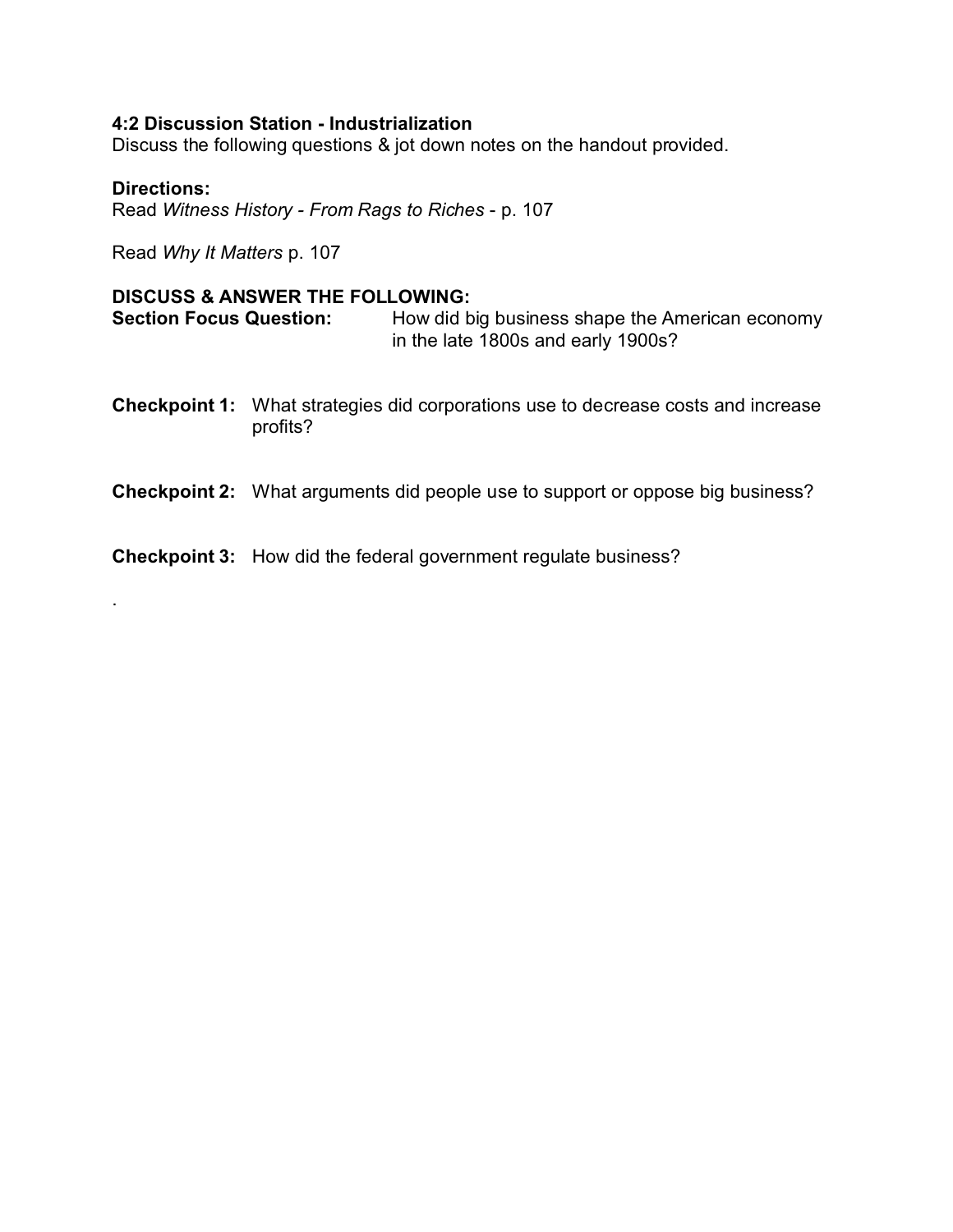**4:2 Discussion Station - Industrialization**
Discuss the following questions & jot down notes on the handout provided.

**Directions:**
Read *Witness History - From Rags to Riches* - p. 107

Read *Why It Matters* p. 107

**DISCUSS & ANSWER THE FOLLOWING:**

**Section Focus Question:** How did big business shape the American economy in the late 1800s and early 1900s?

**Checkpoint 1:** What strategies did corporations use to decrease costs and increase profits?

**Checkpoint 2:** What arguments did people use to support or oppose big business?

**Checkpoint 3:** How did the federal government regulate business?

.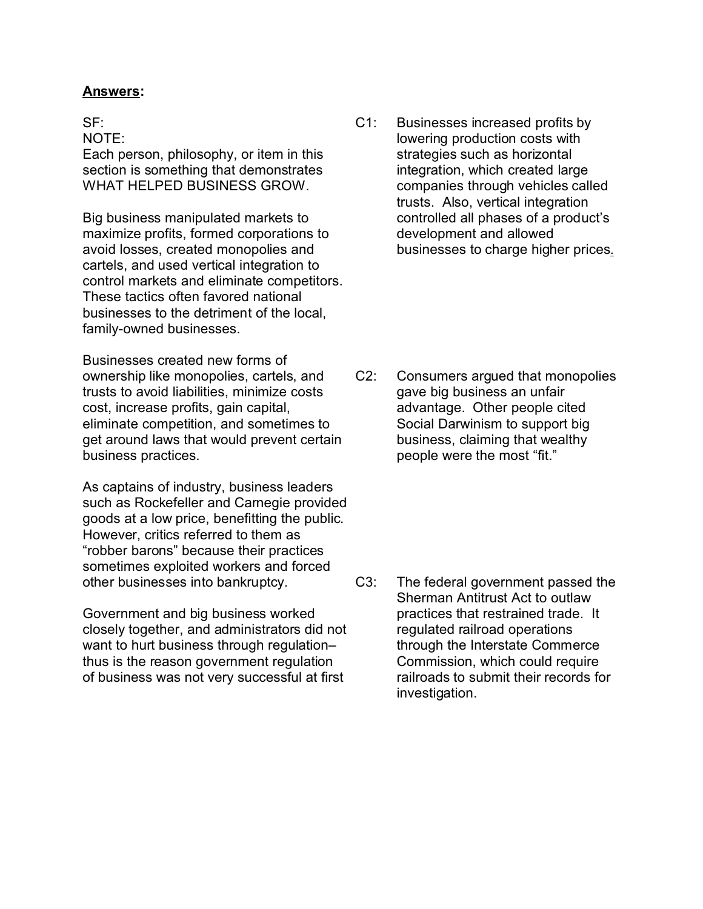**Answers:**

SF:
NOTE:
Each person, philosophy, or item in this section is something that demonstrates WHAT HELPED BUSINESS GROW.

Big business manipulated markets to maximize profits, formed corporations to avoid losses, created monopolies and cartels, and used vertical integration to control markets and eliminate competitors. These tactics often favored national businesses to the detriment of the local, family-owned businesses.

Businesses created new forms of ownership like monopolies, cartels, and trusts to avoid liabilities, minimize costs cost, increase profits, gain capital, eliminate competition, and sometimes to get around laws that would prevent certain business practices.

As captains of industry, business leaders such as Rockefeller and Carnegie provided goods at a low price, benefitting the public. However, critics referred to them as "robber barons" because their practices sometimes exploited workers and forced other businesses into bankruptcy.

Government and big business worked closely together, and administrators did not want to hurt business through regulation– thus is the reason government regulation of business was not very successful at first

C1: Businesses increased profits by lowering production costs with strategies such as horizontal integration, which created large companies through vehicles called trusts. Also, vertical integration controlled all phases of a product's development and allowed businesses to charge higher prices.

C2: Consumers argued that monopolies gave big business an unfair advantage. Other people cited Social Darwinism to support big business, claiming that wealthy people were the most "fit."

C3: The federal government passed the Sherman Antitrust Act to outlaw practices that restrained trade. It regulated railroad operations through the Interstate Commerce Commission, which could require railroads to submit their records for investigation.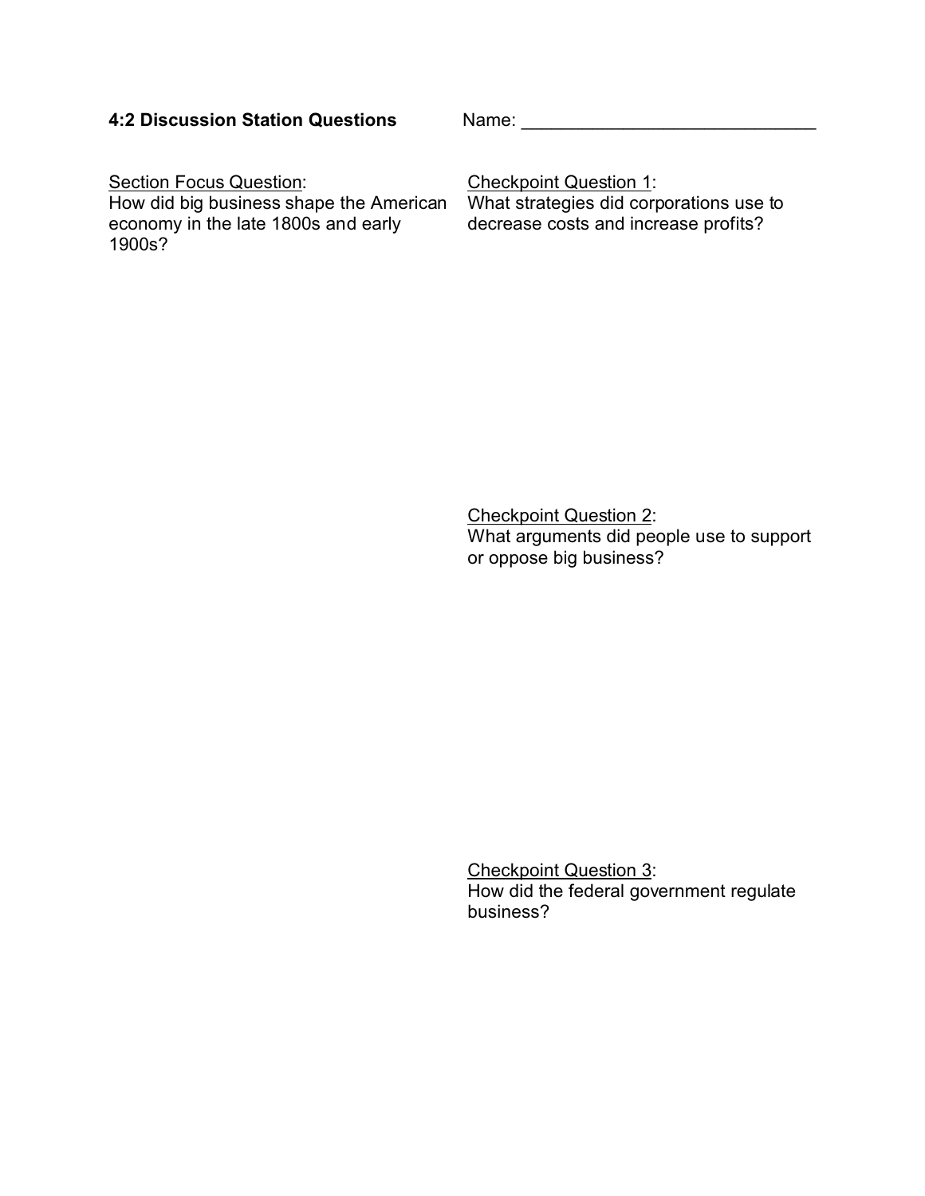**4:2 Discussion Station Questions**

Name: ______________________________

<u>Section Focus Question</u>:
How did big business shape the American economy in the late 1800s and early 1900s?

<u>Checkpoint Question 1</u>:
What strategies did corporations use to decrease costs and increase profits?

<u>Checkpoint Question 2</u>:
What arguments did people use to support or oppose big business?

<u>Checkpoint Question 3</u>:
How did the federal government regulate business?